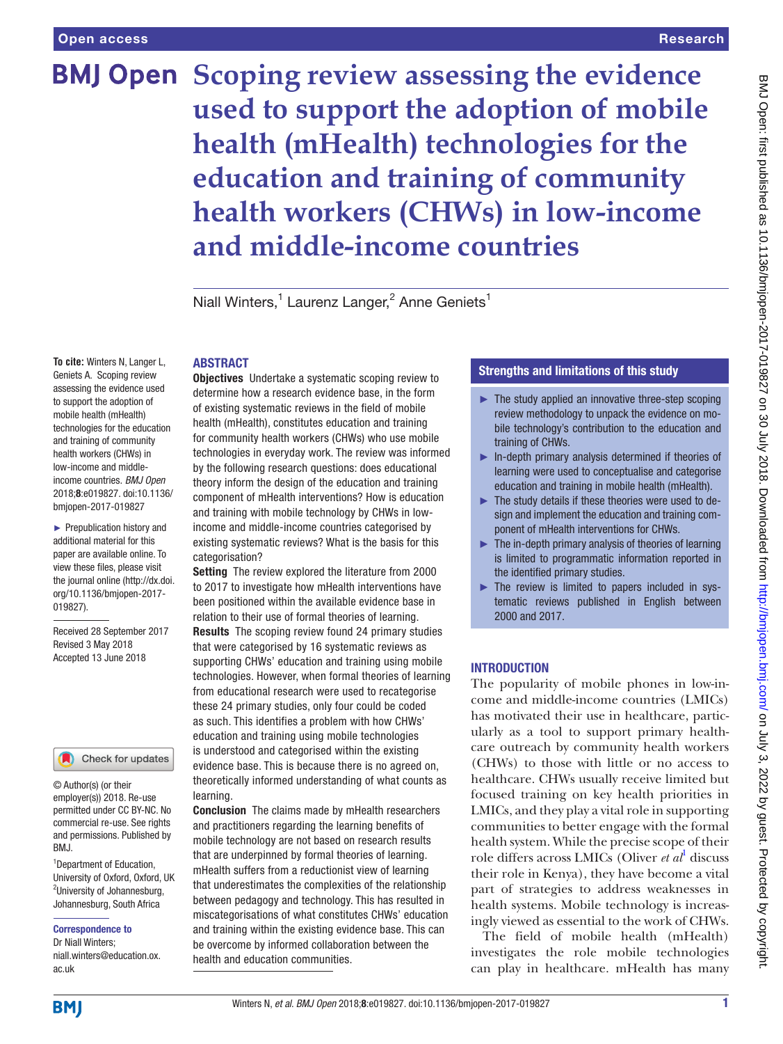# Scoping review assessing the evidence used to support the adoption of mobile health (mHealth) technologies for the education and training of community health workers (CHWs) in low-income and middle-income countries

Niall Winters,[1] Laurenz Langer,[2] Anne Geniets[1]

**To cite:** Winters N, Langer L, Geniets A. Scoping review assessing the evidence used to support the adoption of mobile health (mHealth) technologies for the education and training of community health workers (CHWs) in low-income and middle-income countries. *BMJ Open* 2018;**8**:e019827. doi:10.1136/bmjopen-2017-019827

► Prepublication history and additional material for this paper are available online. To view these files, please visit the journal online (http://dx.doi.org/10.1136/bmjopen-2017-019827).

Received 28 September 2017
Revised 3 May 2018
Accepted 13 June 2018

© Author(s) (or their employer(s)) 2018. Re-use permitted under CC BY-NC. No commercial re-use. See rights and permissions. Published by BMJ.

[1]Department of Education, University of Oxford, Oxford, UK
[2]University of Johannesburg, Johannesburg, South Africa

**Correspondence to**
Dr Niall Winters;
niall.winters@education.ox.ac.uk

## ABSTRACT

**Objectives** Undertake a systematic scoping review to determine how a research evidence base, in the form of existing systematic reviews in the field of mobile health (mHealth), constitutes education and training for community health workers (CHWs) who use mobile technologies in everyday work. The review was informed by the following research questions: does educational theory inform the design of the education and training component of mHealth interventions? How is education and training with mobile technology by CHWs in low-income and middle-income countries categorised by existing systematic reviews? What is the basis for this categorisation?

**Setting** The review explored the literature from 2000 to 2017 to investigate how mHealth interventions have been positioned within the available evidence base in relation to their use of formal theories of learning.

**Results** The scoping review found 24 primary studies that were categorised by 16 systematic reviews as supporting CHWs' education and training using mobile technologies. However, when formal theories of learning from educational research were used to recategorise these 24 primary studies, only four could be coded as such. This identifies a problem with how CHWs' education and training using mobile technologies is understood and categorised within the existing evidence base. This is because there is no agreed on, theoretically informed understanding of what counts as learning.

**Conclusion** The claims made by mHealth researchers and practitioners regarding the learning benefits of mobile technology are not based on research results that are underpinned by formal theories of learning. mHealth suffers from a reductionist view of learning that underestimates the complexities of the relationship between pedagogy and technology. This has resulted in miscategorisations of what constitutes CHWs' education and training within the existing evidence base. This can be overcome by informed collaboration between the health and education communities.

## Strengths and limitations of this study

- The study applied an innovative three-step scoping review methodology to unpack the evidence on mobile technology's contribution to the education and training of CHWs.
- In-depth primary analysis determined if theories of learning were used to conceptualise and categorise education and training in mobile health (mHealth).
- The study details if these theories were used to design and implement the education and training component of mHealth interventions for CHWs.
- The in-depth primary analysis of theories of learning is limited to programmatic information reported in the identified primary studies.
- The review is limited to papers included in systematic reviews published in English between 2000 and 2017.

## INTRODUCTION

The popularity of mobile phones in low-income and middle-income countries (LMICs) has motivated their use in healthcare, particularly as a tool to support primary healthcare outreach by community health workers (CHWs) to those with little or no access to healthcare. CHWs usually receive limited but focused training on key health priorities in LMICs, and they play a vital role in supporting communities to better engage with the formal health system. While the precise scope of their role differs across LMICs (Oliver *et al*[1] discuss their role in Kenya), they have become a vital part of strategies to address weaknesses in health systems. Mobile technology is increasingly viewed as essential to the work of CHWs.

The field of mobile health (mHealth) investigates the role mobile technologies can play in healthcare. mHealth has many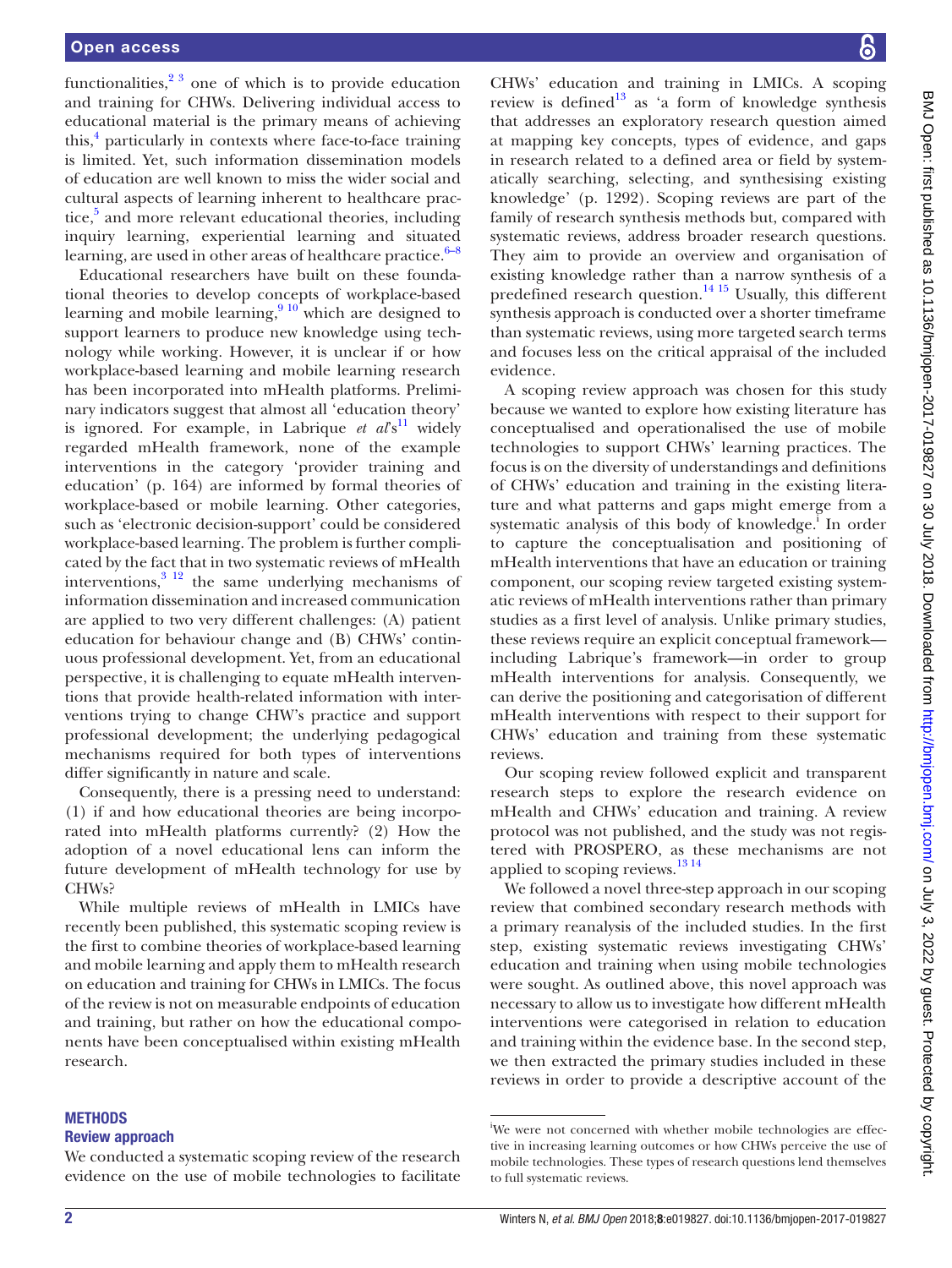functionalities,[2 3] one of which is to provide education and training for CHWs. Delivering individual access to educational material is the primary means of achieving this,[4] particularly in contexts where face-to-face training is limited. Yet, such information dissemination models of education are well known to miss the wider social and cultural aspects of learning inherent to healthcare practice,[5] and more relevant educational theories, including inquiry learning, experiential learning and situated learning, are used in other areas of healthcare practice.[6–8]

Educational researchers have built on these foundational theories to develop concepts of workplace-based learning and mobile learning,[9 10] which are designed to support learners to produce new knowledge using technology while working. However, it is unclear if or how workplace-based learning and mobile learning research has been incorporated into mHealth platforms. Preliminary indicators suggest that almost all 'education theory' is ignored. For example, in Labrique *et al*'s[11] widely regarded mHealth framework, none of the example interventions in the category 'provider training and education' (p. 164) are informed by formal theories of workplace-based or mobile learning. Other categories, such as 'electronic decision-support' could be considered workplace-based learning. The problem is further complicated by the fact that in two systematic reviews of mHealth interventions,[3 12] the same underlying mechanisms of information dissemination and increased communication are applied to two very different challenges: (A) patient education for behaviour change and (B) CHWs' continuous professional development. Yet, from an educational perspective, it is challenging to equate mHealth interventions that provide health-related information with interventions trying to change CHW's practice and support professional development; the underlying pedagogical mechanisms required for both types of interventions differ significantly in nature and scale.

Consequently, there is a pressing need to understand: (1) if and how educational theories are being incorporated into mHealth platforms currently? (2) How the adoption of a novel educational lens can inform the future development of mHealth technology for use by CHWs?

While multiple reviews of mHealth in LMICs have recently been published, this systematic scoping review is the first to combine theories of workplace-based learning and mobile learning and apply them to mHealth research on education and training for CHWs in LMICs. The focus of the review is not on measurable endpoints of education and training, but rather on how the educational components have been conceptualised within existing mHealth research.

## METHODS

### Review approach

We conducted a systematic scoping review of the research evidence on the use of mobile technologies to facilitate CHWs' education and training in LMICs. A scoping review is defined[13] as 'a form of knowledge synthesis that addresses an exploratory research question aimed at mapping key concepts, types of evidence, and gaps in research related to a defined area or field by systematically searching, selecting, and synthesising existing knowledge' (p. 1292). Scoping reviews are part of the family of research synthesis methods but, compared with systematic reviews, address broader research questions. They aim to provide an overview and organisation of existing knowledge rather than a narrow synthesis of a predefined research question.[14 15] Usually, this different synthesis approach is conducted over a shorter timeframe than systematic reviews, using more targeted search terms and focuses less on the critical appraisal of the included evidence.

A scoping review approach was chosen for this study because we wanted to explore how existing literature has conceptualised and operationalised the use of mobile technologies to support CHWs' learning practices. The focus is on the diversity of understandings and definitions of CHWs' education and training in the existing literature and what patterns and gaps might emerge from a systematic analysis of this body of knowledge.[i] In order to capture the conceptualisation and positioning of mHealth interventions that have an education or training component, our scoping review targeted existing systematic reviews of mHealth interventions rather than primary studies as a first level of analysis. Unlike primary studies, these reviews require an explicit conceptual framework—including Labrique's framework—in order to group mHealth interventions for analysis. Consequently, we can derive the positioning and categorisation of different mHealth interventions with respect to their support for CHWs' education and training from these systematic reviews.

Our scoping review followed explicit and transparent research steps to explore the research evidence on mHealth and CHWs' education and training. A review protocol was not published, and the study was not registered with PROSPERO, as these mechanisms are not applied to scoping reviews.[13 14]

We followed a novel three-step approach in our scoping review that combined secondary research methods with a primary reanalysis of the included studies. In the first step, existing systematic reviews investigating CHWs' education and training when using mobile technologies were sought. As outlined above, this novel approach was necessary to allow us to investigate how different mHealth interventions were categorised in relation to education and training within the evidence base. In the second step, we then extracted the primary studies included in these reviews in order to provide a descriptive account of the

[i] We were not concerned with whether mobile technologies are effective in increasing learning outcomes or how CHWs perceive the use of mobile technologies. These types of research questions lend themselves to full systematic reviews.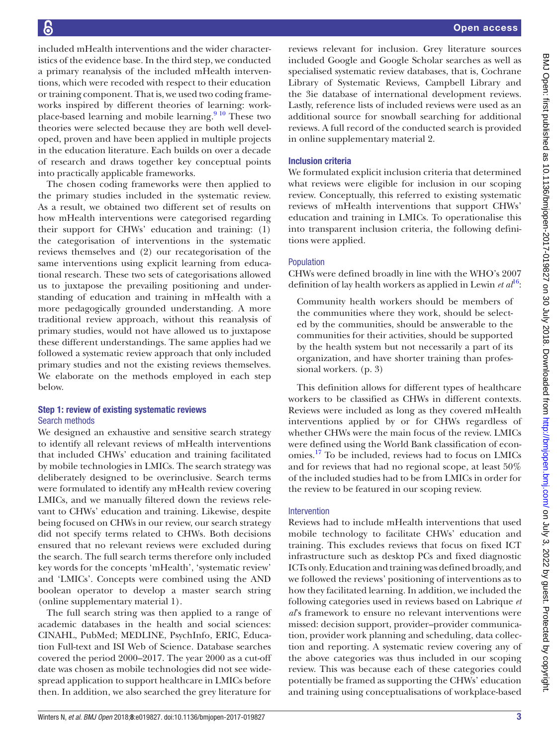included mHealth interventions and the wider characteristics of the evidence base. In the third step, we conducted a primary reanalysis of the included mHealth interventions, which were recoded with respect to their education or training component. That is, we used two coding frameworks inspired by different theories of learning: workplace-based learning and mobile learning.[9 10] These two theories were selected because they are both well developed, proven and have been applied in multiple projects in the education literature. Each builds on over a decade of research and draws together key conceptual points into practically applicable frameworks.

The chosen coding frameworks were then applied to the primary studies included in the systematic review. As a result, we obtained two different set of results on how mHealth interventions were categorised regarding their support for CHWs' education and training: (1) the categorisation of interventions in the systematic reviews themselves and (2) our recategorisation of the same interventions using explicit learning from educational research. These two sets of categorisations allowed us to juxtapose the prevailing positioning and understanding of education and training in mHealth with a more pedagogically grounded understanding. A more traditional review approach, without this reanalysis of primary studies, would not have allowed us to juxtapose these different understandings. The same applies had we followed a systematic review approach that only included primary studies and not the existing reviews themselves. We elaborate on the methods employed in each step below.

## Step 1: review of existing systematic reviews

### Search methods

We designed an exhaustive and sensitive search strategy to identify all relevant reviews of mHealth interventions that included CHWs' education and training facilitated by mobile technologies in LMICs. The search strategy was deliberately designed to be overinclusive. Search terms were formulated to identify any mHealth review covering LMICs, and we manually filtered down the reviews relevant to CHWs' education and training. Likewise, despite being focused on CHWs in our review, our search strategy did not specify terms related to CHWs. Both decisions ensured that no relevant reviews were excluded during the search. The full search terms therefore only included key words for the concepts 'mHealth', 'systematic review' and 'LMICs'. Concepts were combined using the AND boolean operator to develop a master search string (online supplementary material 1).

The full search string was then applied to a range of academic databases in the health and social sciences: CINAHL, PubMed; MEDLINE, PsychInfo, ERIC, Education Full-text and ISI Web of Science. Database searches covered the period 2000–2017. The year 2000 as a cut-off date was chosen as mobile technologies did not see widespread application to support healthcare in LMICs before then. In addition, we also searched the grey literature for reviews relevant for inclusion. Grey literature sources included Google and Google Scholar searches as well as specialised systematic review databases, that is, Cochrane Library of Systematic Reviews, Campbell Library and the 3ie database of international development reviews. Lastly, reference lists of included reviews were used as an additional source for snowball searching for additional reviews. A full record of the conducted search is provided in online supplementary material 2.

### Inclusion criteria

We formulated explicit inclusion criteria that determined what reviews were eligible for inclusion in our scoping review. Conceptually, this referred to existing systematic reviews of mHealth interventions that support CHWs' education and training in LMICs. To operationalise this into transparent inclusion criteria, the following definitions were applied.

#### Population

CHWs were defined broadly in line with the WHO's 2007 definition of lay health workers as applied in Lewin *et al*[16]:

> Community health workers should be members of the communities where they work, should be selected by the communities, should be answerable to the communities for their activities, should be supported by the health system but not necessarily a part of its organization, and have shorter training than professional workers. (p. 3)

This definition allows for different types of healthcare workers to be classified as CHWs in different contexts. Reviews were included as long as they covered mHealth interventions applied by or for CHWs regardless of whether CHWs were the main focus of the review. LMICs were defined using the World Bank classification of economies.[17] To be included, reviews had to focus on LMICs and for reviews that had no regional scope, at least 50% of the included studies had to be from LMICs in order for the review to be featured in our scoping review.

#### Intervention

Reviews had to include mHealth interventions that used mobile technology to facilitate CHWs' education and training. This excludes reviews that focus on fixed ICT infrastructure such as desktop PCs and fixed diagnostic ICTs only. Education and training was defined broadly, and we followed the reviews' positioning of interventions as to how they facilitated learning. In addition, we included the following categories used in reviews based on Labrique *et al*'s framework to ensure no relevant interventions were missed: decision support, provider–provider communication, provider work planning and scheduling, data collection and reporting. A systematic review covering any of the above categories was thus included in our scoping review. This was because each of these categories could potentially be framed as supporting the CHWs' education and training using conceptualisations of workplace-based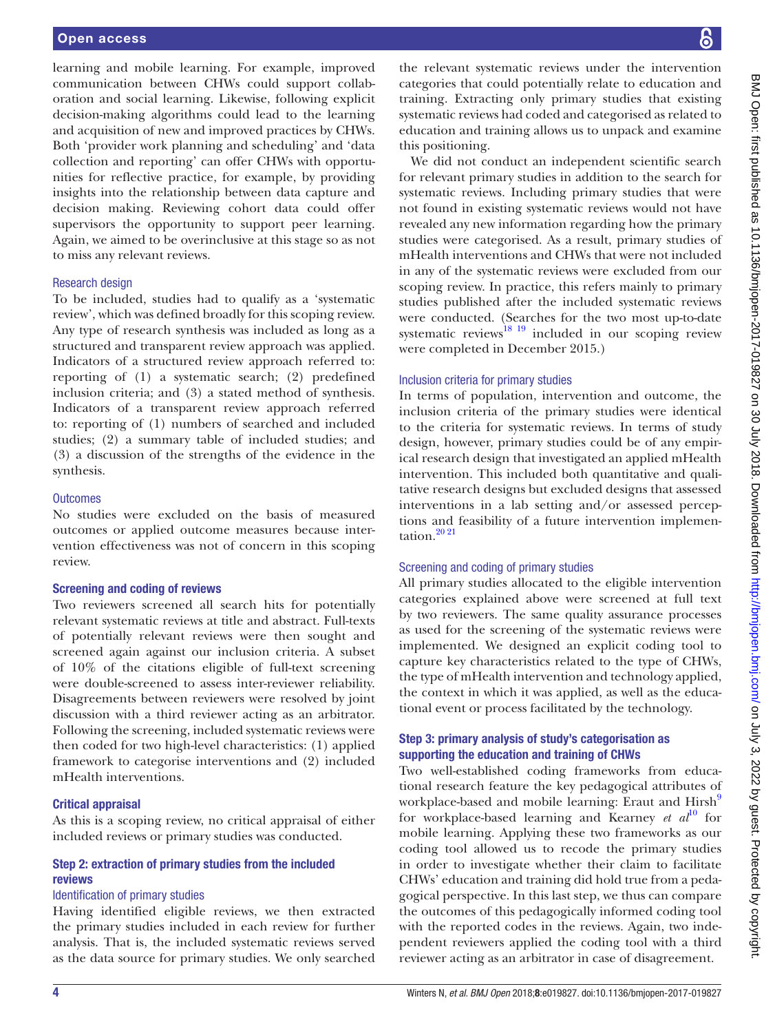learning and mobile learning. For example, improved communication between CHWs could support collaboration and social learning. Likewise, following explicit decision-making algorithms could lead to the learning and acquisition of new and improved practices by CHWs. Both 'provider work planning and scheduling' and 'data collection and reporting' can offer CHWs with opportunities for reflective practice, for example, by providing insights into the relationship between data capture and decision making. Reviewing cohort data could offer supervisors the opportunity to support peer learning. Again, we aimed to be overinclusive at this stage so as not to miss any relevant reviews.

#### Research design

To be included, studies had to qualify as a 'systematic review', which was defined broadly for this scoping review. Any type of research synthesis was included as long as a structured and transparent review approach was applied. Indicators of a structured review approach referred to: reporting of (1) a systematic search; (2) predefined inclusion criteria; and (3) a stated method of synthesis. Indicators of a transparent review approach referred to: reporting of (1) numbers of searched and included studies; (2) a summary table of included studies; and (3) a discussion of the strengths of the evidence in the synthesis.

#### Outcomes

No studies were excluded on the basis of measured outcomes or applied outcome measures because intervention effectiveness was not of concern in this scoping review.

### Screening and coding of reviews

Two reviewers screened all search hits for potentially relevant systematic reviews at title and abstract. Full-texts of potentially relevant reviews were then sought and screened again against our inclusion criteria. A subset of 10% of the citations eligible of full-text screening were double-screened to assess inter-reviewer reliability. Disagreements between reviewers were resolved by joint discussion with a third reviewer acting as an arbitrator. Following the screening, included systematic reviews were then coded for two high-level characteristics: (1) applied framework to categorise interventions and (2) included mHealth interventions.

### Critical appraisal

As this is a scoping review, no critical appraisal of either included reviews or primary studies was conducted.

### Step 2: extraction of primary studies from the included reviews

#### Identification of primary studies

Having identified eligible reviews, we then extracted the primary studies included in each review for further analysis. That is, the included systematic reviews served as the data source for primary studies. We only searched the relevant systematic reviews under the intervention categories that could potentially relate to education and training. Extracting only primary studies that existing systematic reviews had coded and categorised as related to education and training allows us to unpack and examine this positioning.

We did not conduct an independent scientific search for relevant primary studies in addition to the search for systematic reviews. Including primary studies that were not found in existing systematic reviews would not have revealed any new information regarding how the primary studies were categorised. As a result, primary studies of mHealth interventions and CHWs that were not included in any of the systematic reviews were excluded from our scoping review. In practice, this refers mainly to primary studies published after the included systematic reviews were conducted. (Searches for the two most up-to-date systematic reviews[18 19] included in our scoping review were completed in December 2015.)

#### Inclusion criteria for primary studies

In terms of population, intervention and outcome, the inclusion criteria of the primary studies were identical to the criteria for systematic reviews. In terms of study design, however, primary studies could be of any empirical research design that investigated an applied mHealth intervention. This included both quantitative and qualitative research designs but excluded designs that assessed interventions in a lab setting and/or assessed perceptions and feasibility of a future intervention implementation.[20 21]

#### Screening and coding of primary studies

All primary studies allocated to the eligible intervention categories explained above were screened at full text by two reviewers. The same quality assurance processes as used for the screening of the systematic reviews were implemented. We designed an explicit coding tool to capture key characteristics related to the type of CHWs, the type of mHealth intervention and technology applied, the context in which it was applied, as well as the educational event or process facilitated by the technology.

### Step 3: primary analysis of study's categorisation as supporting the education and training of CHWs

Two well-established coding frameworks from educational research feature the key pedagogical attributes of workplace-based and mobile learning: Eraut and Hirsh[9] for workplace-based learning and Kearney *et al*[10] for mobile learning. Applying these two frameworks as our coding tool allowed us to recode the primary studies in order to investigate whether their claim to facilitate CHWs' education and training did hold true from a pedagogical perspective. In this last step, we thus can compare the outcomes of this pedagogically informed coding tool with the reported codes in the reviews. Again, two independent reviewers applied the coding tool with a third reviewer acting as an arbitrator in case of disagreement.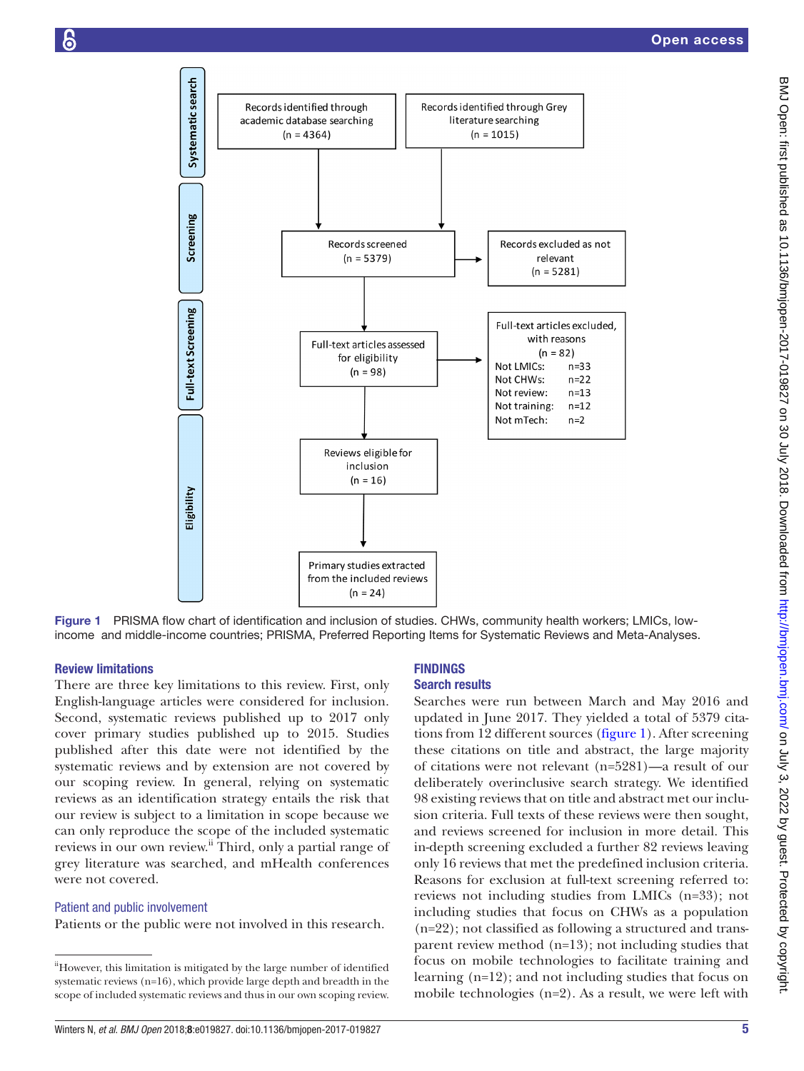Records identified through academic database searching (n = 4364)

Records identified through Grey literature searching (n = 1015)

Records screened (n = 5379)

Records excluded as not relevant (n = 5281)

Full-text articles assessed for eligibility (n = 98)

Full-text articles excluded, with reasons (n = 82)
Not LMICs: n=33
Not CHWs: n=22
Not review: n=13
Not training: n=12
Not mTech: n=2

Reviews eligible for inclusion (n = 16)

Primary studies extracted from the included reviews (n = 24)

Systematic search | Screening | Full-text Screening | Eligibility

**Figure 1** PRISMA flow chart of identification and inclusion of studies. CHWs, community health workers; LMICs, low-income and middle-income countries; PRISMA, Preferred Reporting Items for Systematic Reviews and Meta-Analyses.

### Review limitations

There are three key limitations to this review. First, only English-language articles were considered for inclusion. Second, systematic reviews published up to 2017 only cover primary studies published up to 2015. Studies published after this date were not identified by the systematic reviews and by extension are not covered by our scoping review. In general, relying on systematic reviews as an identification strategy entails the risk that our review is subject to a limitation in scope because we can only reproduce the scope of the included systematic reviews in our own review.[ii] Third, only a partial range of grey literature was searched, and mHealth conferences were not covered.

### Patient and public involvement

Patients or the public were not involved in this research.

[ii]However, this limitation is mitigated by the large number of identified systematic reviews (n=16), which provide large depth and breadth in the scope of included systematic reviews and thus in our own scoping review.

## FINDINGS

### Search results

Searches were run between March and May 2016 and updated in June 2017. They yielded a total of 5379 citations from 12 different sources (figure 1). After screening these citations on title and abstract, the large majority of citations were not relevant (n=5281)—a result of our deliberately overinclusive search strategy. We identified 98 existing reviews that on title and abstract met our inclusion criteria. Full texts of these reviews were then sought, and reviews screened for inclusion in more detail. This in-depth screening excluded a further 82 reviews leaving only 16 reviews that met the predefined inclusion criteria. Reasons for exclusion at full-text screening referred to: reviews not including studies from LMICs (n=33); not including studies that focus on CHWs as a population (n=22); not classified as following a structured and transparent review method (n=13); not including studies that focus on mobile technologies to facilitate training and learning (n=12); and not including studies that focus on mobile technologies (n=2). As a result, we were left with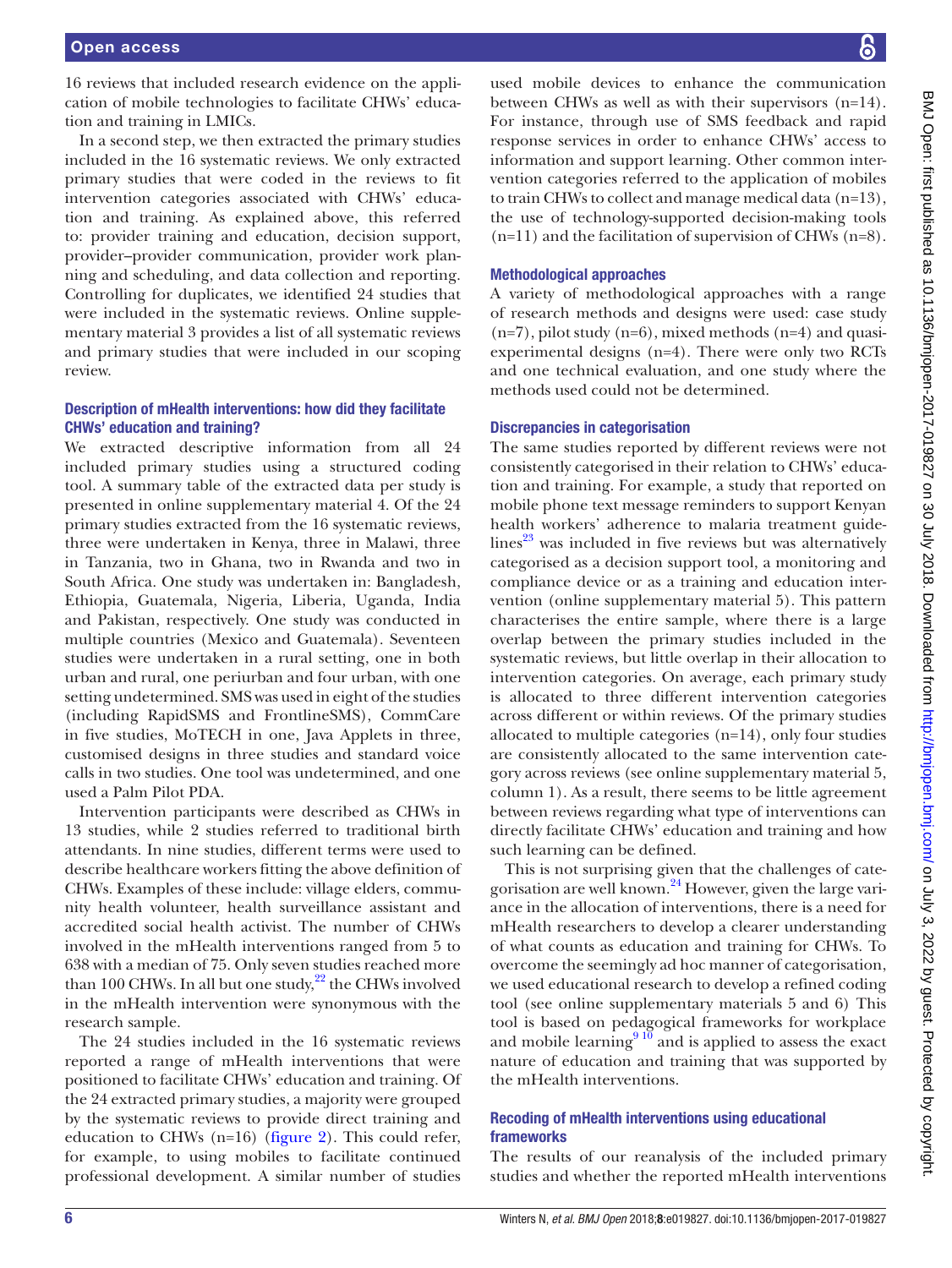16 reviews that included research evidence on the application of mobile technologies to facilitate CHWs' education and training in LMICs.

In a second step, we then extracted the primary studies included in the 16 systematic reviews. We only extracted primary studies that were coded in the reviews to fit intervention categories associated with CHWs' education and training. As explained above, this referred to: provider training and education, decision support, provider–provider communication, provider work planning and scheduling, and data collection and reporting. Controlling for duplicates, we identified 24 studies that were included in the systematic reviews. Online supplementary material 3 provides a list of all systematic reviews and primary studies that were included in our scoping review.

### Description of mHealth interventions: how did they facilitate CHWs' education and training?

We extracted descriptive information from all 24 included primary studies using a structured coding tool. A summary table of the extracted data per study is presented in online supplementary material 4. Of the 24 primary studies extracted from the 16 systematic reviews, three were undertaken in Kenya, three in Malawi, three in Tanzania, two in Ghana, two in Rwanda and two in South Africa. One study was undertaken in: Bangladesh, Ethiopia, Guatemala, Nigeria, Liberia, Uganda, India and Pakistan, respectively. One study was conducted in multiple countries (Mexico and Guatemala). Seventeen studies were undertaken in a rural setting, one in both urban and rural, one periurban and four urban, with one setting undetermined. SMS was used in eight of the studies (including RapidSMS and FrontlineSMS), CommCare in five studies, MoTECH in one, Java Applets in three, customised designs in three studies and standard voice calls in two studies. One tool was undetermined, and one used a Palm Pilot PDA.

Intervention participants were described as CHWs in 13 studies, while 2 studies referred to traditional birth attendants. In nine studies, different terms were used to describe healthcare workers fitting the above definition of CHWs. Examples of these include: village elders, community health volunteer, health surveillance assistant and accredited social health activist. The number of CHWs involved in the mHealth interventions ranged from 5 to 638 with a median of 75. Only seven studies reached more than 100 CHWs. In all but one study,[22] the CHWs involved in the mHealth intervention were synonymous with the research sample.

The 24 studies included in the 16 systematic reviews reported a range of mHealth interventions that were positioned to facilitate CHWs' education and training. Of the 24 extracted primary studies, a majority were grouped by the systematic reviews to provide direct training and education to CHWs (n=16) (figure 2). This could refer, for example, to using mobiles to facilitate continued professional development. A similar number of studies used mobile devices to enhance the communication between CHWs as well as with their supervisors (n=14). For instance, through use of SMS feedback and rapid response services in order to enhance CHWs' access to information and support learning. Other common intervention categories referred to the application of mobiles to train CHWs to collect and manage medical data (n=13), the use of technology-supported decision-making tools (n=11) and the facilitation of supervision of CHWs (n=8).

### Methodological approaches

A variety of methodological approaches with a range of research methods and designs were used: case study (n=7), pilot study (n=6), mixed methods (n=4) and quasi-experimental designs (n=4). There were only two RCTs and one technical evaluation, and one study where the methods used could not be determined.

### Discrepancies in categorisation

The same studies reported by different reviews were not consistently categorised in their relation to CHWs' education and training. For example, a study that reported on mobile phone text message reminders to support Kenyan health workers' adherence to malaria treatment guidelines[23] was included in five reviews but was alternatively categorised as a decision support tool, a monitoring and compliance device or as a training and education intervention (online supplementary material 5). This pattern characterises the entire sample, where there is a large overlap between the primary studies included in the systematic reviews, but little overlap in their allocation to intervention categories. On average, each primary study is allocated to three different intervention categories across different or within reviews. Of the primary studies allocated to multiple categories (n=14), only four studies are consistently allocated to the same intervention category across reviews (see online supplementary material 5, column 1). As a result, there seems to be little agreement between reviews regarding what type of interventions can directly facilitate CHWs' education and training and how such learning can be defined.

This is not surprising given that the challenges of categorisation are well known.[24] However, given the large variance in the allocation of interventions, there is a need for mHealth researchers to develop a clearer understanding of what counts as education and training for CHWs. To overcome the seemingly ad hoc manner of categorisation, we used educational research to develop a refined coding tool (see online supplementary materials 5 and 6) This tool is based on pedagogical frameworks for workplace and mobile learning[9,10] and is applied to assess the exact nature of education and training that was supported by the mHealth interventions.

### Recoding of mHealth interventions using educational frameworks

The results of our reanalysis of the included primary studies and whether the reported mHealth interventions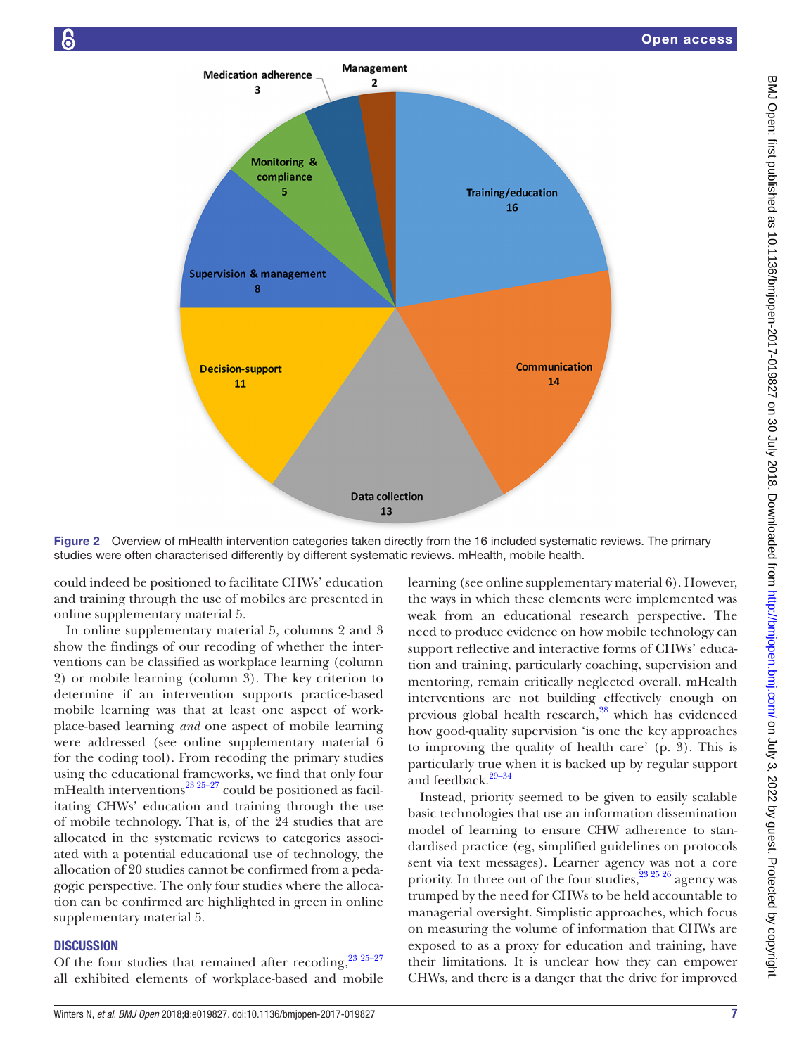Figure 2 Overview of mHealth intervention categories taken directly from the 16 included systematic reviews. The primary studies were often characterised differently by different systematic reviews. mHealth, mobile health.

could indeed be positioned to facilitate CHWs' education and training through the use of mobiles are presented in online supplementary material 5.

In online supplementary material 5, columns 2 and 3 show the findings of our recoding of whether the interventions can be classified as workplace learning (column 2) or mobile learning (column 3). The key criterion to determine if an intervention supports practice-based mobile learning was that at least one aspect of workplace-based learning *and* one aspect of mobile learning were addressed (see online supplementary material 6 for the coding tool). From recoding the primary studies using the educational frameworks, we find that only four mHealth interventions[23 25–27] could be positioned as facilitating CHWs' education and training through the use of mobile technology. That is, of the 24 studies that are allocated in the systematic reviews to categories associated with a potential educational use of technology, the allocation of 20 studies cannot be confirmed from a pedagogic perspective. The only four studies where the allocation can be confirmed are highlighted in green in online supplementary material 5.

## DISCUSSION

Of the four studies that remained after recoding,[23 25–27] all exhibited elements of workplace-based and mobile learning (see online supplementary material 6). However, the ways in which these elements were implemented was weak from an educational research perspective. The need to produce evidence on how mobile technology can support reflective and interactive forms of CHWs' education and training, particularly coaching, supervision and mentoring, remain critically neglected overall. mHealth interventions are not building effectively enough on previous global health research,[28] which has evidenced how good-quality supervision 'is one the key approaches to improving the quality of health care' (p. 3). This is particularly true when it is backed up by regular support and feedback.[29–34]

Instead, priority seemed to be given to easily scalable basic technologies that use an information dissemination model of learning to ensure CHW adherence to standardised practice (eg, simplified guidelines on protocols sent via text messages). Learner agency was not a core priority. In three out of the four studies,[23 25 26] agency was trumped by the need for CHWs to be held accountable to managerial oversight. Simplistic approaches, which focus on measuring the volume of information that CHWs are exposed to as a proxy for education and training, have their limitations. It is unclear how they can empower CHWs, and there is a danger that the drive for improved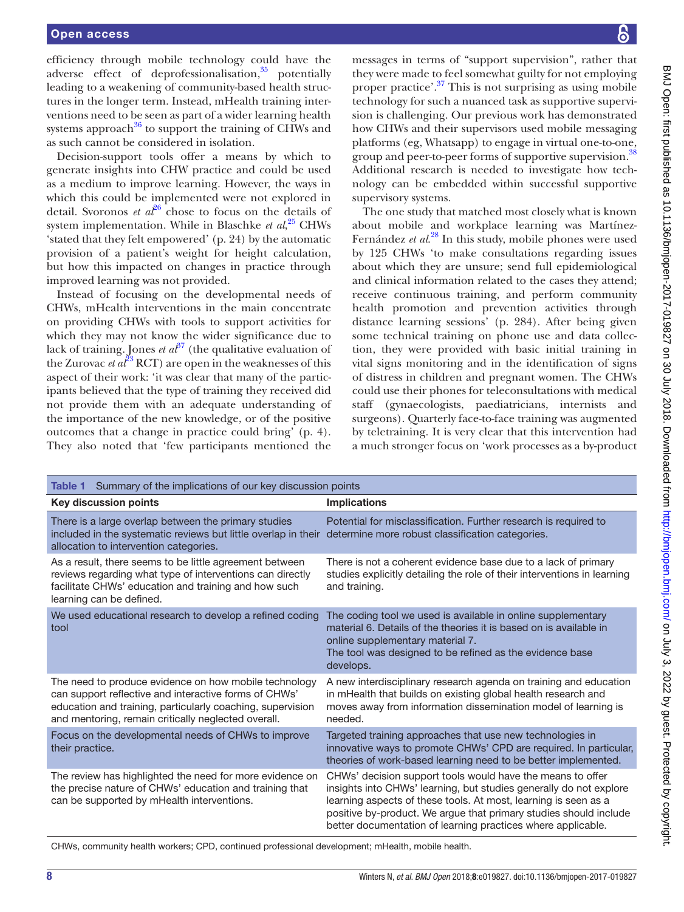efficiency through mobile technology could have the adverse effect of deprofessionalisation,[35] potentially leading to a weakening of community-based health structures in the longer term. Instead, mHealth training interventions need to be seen as part of a wider learning health systems approach[36] to support the training of CHWs and as such cannot be considered in isolation.

Decision-support tools offer a means by which to generate insights into CHW practice and could be used as a medium to improve learning. However, the ways in which this could be implemented were not explored in detail. Svoronos *et al*[26] chose to focus on the details of system implementation. While in Blaschke *et al*,[25] CHWs 'stated that they felt empowered' (p. 24) by the automatic provision of a patient's weight for height calculation, but how this impacted on changes in practice through improved learning was not provided.

Instead of focusing on the developmental needs of CHWs, mHealth interventions in the main concentrate on providing CHWs with tools to support activities for which they may not know the wider significance due to lack of training. Jones *et al*[37] (the qualitative evaluation of the Zurovac *et al*[23] RCT) are open in the weaknesses of this aspect of their work: 'it was clear that many of the participants believed that the type of training they received did not provide them with an adequate understanding of the importance of the new knowledge, or of the positive outcomes that a change in practice could bring' (p. 4). They also noted that 'few participants mentioned the messages in terms of "support supervision", rather that they were made to feel somewhat guilty for not employing proper practice'.[37] This is not surprising as using mobile technology for such a nuanced task as supportive supervision is challenging. Our previous work has demonstrated how CHWs and their supervisors used mobile messaging platforms (eg, Whatsapp) to engage in virtual one-to-one, group and peer-to-peer forms of supportive supervision.[38] Additional research is needed to investigate how technology can be embedded within successful supportive supervisory systems.

The one study that matched most closely what is known about mobile and workplace learning was Martínez-Fernández *et al*.[28] In this study, mobile phones were used by 125 CHWs 'to make consultations regarding issues about which they are unsure; send full epidemiological and clinical information related to the cases they attend; receive continuous training, and perform community health promotion and prevention activities through distance learning sessions' (p. 284). After being given some technical training on phone use and data collection, they were provided with basic initial training in vital signs monitoring and in the identification of signs of distress in children and pregnant women. The CHWs could use their phones for teleconsultations with medical staff (gynaecologists, paediatricians, internists and surgeons). Quarterly face-to-face training was augmented by teletraining. It is very clear that this intervention had a much stronger focus on 'work processes as a by-product

**Table 1** Summary of the implications of our key discussion points

| Key discussion points | Implications |
|---|---|
| There is a large overlap between the primary studies included in the systematic reviews but little overlap in their allocation to intervention categories. | Potential for misclassification. Further research is required to determine more robust classification categories. |
| As a result, there seems to be little agreement between reviews regarding what type of interventions can directly facilitate CHWs' education and training and how such learning can be defined. | There is not a coherent evidence base due to a lack of primary studies explicitly detailing the role of their interventions in learning and training. |
| We used educational research to develop a refined coding tool | The coding tool we used is available in online supplementary material 6. Details of the theories it is based on is available in online supplementary material 7. The tool was designed to be refined as the evidence base develops. |
| The need to produce evidence on how mobile technology can support reflective and interactive forms of CHWs' education and training, particularly coaching, supervision and mentoring, remain critically neglected overall. | A new interdisciplinary research agenda on training and education in mHealth that builds on existing global health research and moves away from information dissemination model of learning is needed. |
| Focus on the developmental needs of CHWs to improve their practice. | Targeted training approaches that use new technologies in innovative ways to promote CHWs' CPD are required. In particular, theories of work-based learning need to be better implemented. |
| The review has highlighted the need for more evidence on the precise nature of CHWs' education and training that can be supported by mHealth interventions. | CHWs' decision support tools would have the means to offer insights into CHWs' learning, but studies generally do not explore learning aspects of these tools. At most, learning is seen as a positive by-product. We argue that primary studies should include better documentation of learning practices where applicable. |

CHWs, community health workers; CPD, continued professional development; mHealth, mobile health.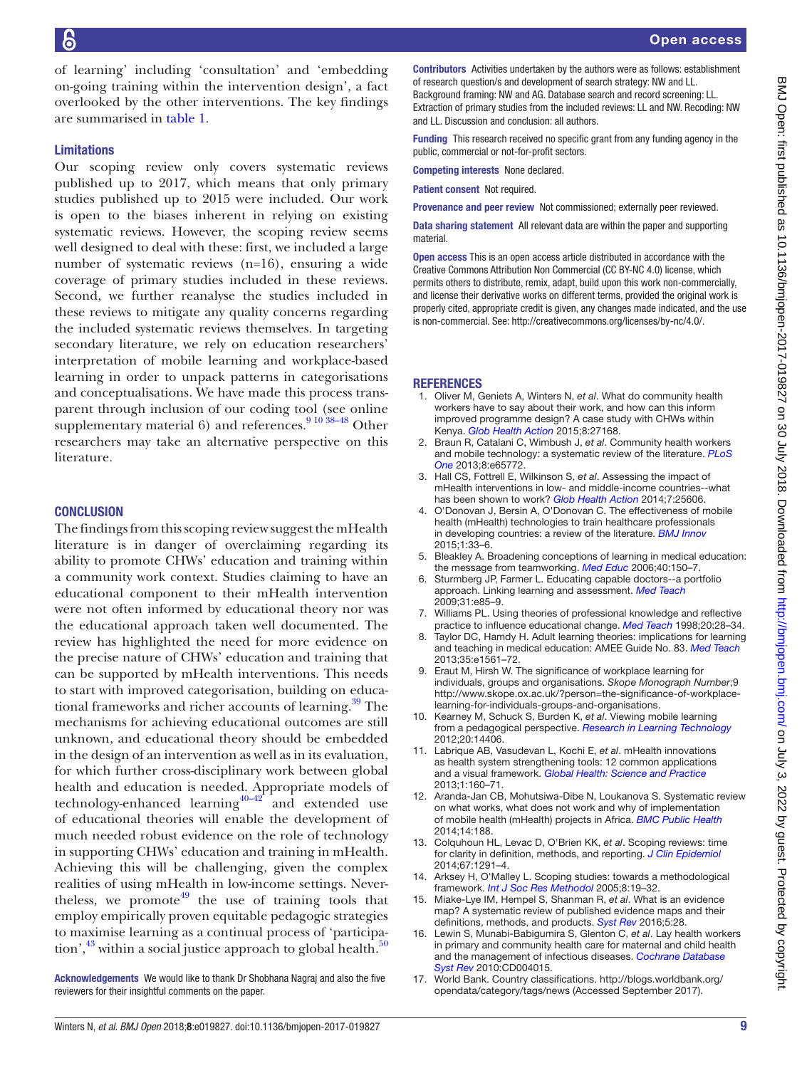of learning' including 'consultation' and 'embedding on-going training within the intervention design', a fact overlooked by the other interventions. The key findings are summarised in table 1.

## Limitations

Our scoping review only covers systematic reviews published up to 2017, which means that only primary studies published up to 2015 were included. Our work is open to the biases inherent in relying on existing systematic reviews. However, the scoping review seems well designed to deal with these: first, we included a large number of systematic reviews (n=16), ensuring a wide coverage of primary studies included in these reviews. Second, we further reanalyse the studies included in these reviews to mitigate any quality concerns regarding the included systematic reviews themselves. In targeting secondary literature, we rely on education researchers' interpretation of mobile learning and workplace-based learning in order to unpack patterns in categorisations and conceptualisations. We have made this process transparent through inclusion of our coding tool (see online supplementary material 6) and references.[9 10 38–48] Other researchers may take an alternative perspective on this literature.

## CONCLUSION

The findings from this scoping review suggest the mHealth literature is in danger of overclaiming regarding its ability to promote CHWs' education and training within a community work context. Studies claiming to have an educational component to their mHealth intervention were not often informed by educational theory nor was the educational approach taken well documented. The review has highlighted the need for more evidence on the precise nature of CHWs' education and training that can be supported by mHealth interventions. This needs to start with improved categorisation, building on educational frameworks and richer accounts of learning.[39] The mechanisms for achieving educational outcomes are still unknown, and educational theory should be embedded in the design of an intervention as well as in its evaluation, for which further cross-disciplinary work between global health and education is needed. Appropriate models of technology-enhanced learning[40–42] and extended use of educational theories will enable the development of much needed robust evidence on the role of technology in supporting CHWs' education and training in mHealth. Achieving this will be challenging, given the complex realities of using mHealth in low-income settings. Nevertheless, we promote[49] the use of training tools that employ empirically proven equitable pedagogic strategies to maximise learning as a continual process of 'participation',[43] within a social justice approach to global health.[50]

**Acknowledgements** We would like to thank Dr Shobhana Nagraj and also the five reviewers for their insightful comments on the paper.

**Contributors** Activities undertaken by the authors were as follows: establishment of research question/s and development of search strategy: NW and LL. Background framing: NW and AG. Database search and record screening: LL. Extraction of primary studies from the included reviews: LL and NW. Recoding: NW and LL. Discussion and conclusion: all authors.

**Funding** This research received no specific grant from any funding agency in the public, commercial or not-for-profit sectors.

**Competing interests** None declared.

**Patient consent** Not required.

**Provenance and peer review** Not commissioned; externally peer reviewed.

**Data sharing statement** All relevant data are within the paper and supporting material.

**Open access** This is an open access article distributed in accordance with the Creative Commons Attribution Non Commercial (CC BY-NC 4.0) license, which permits others to distribute, remix, adapt, build upon this work non-commercially, and license their derivative works on different terms, provided the original work is properly cited, appropriate credit is given, any changes made indicated, and the use is non-commercial. See: http://creativecommons.org/licenses/by-nc/4.0/.

## REFERENCES

1. Oliver M, Geniets A, Winters N, *et al*. What do community health workers have to say about their work, and how can this inform improved programme design? A case study with CHWs within Kenya. *Glob Health Action* 2015;8:27168.
2. Braun R, Catalani C, Wimbush J, *et al*. Community health workers and mobile technology: a systematic review of the literature. *PLoS One* 2013;8:e65772.
3. Hall CS, Fottrell E, Wilkinson S, *et al*. Assessing the impact of mHealth interventions in low- and middle-income countries--what has been shown to work? *Glob Health Action* 2014;7:25606.
4. O'Donovan J, Bersin A, O'Donovan C. The effectiveness of mobile health (mHealth) technologies to train healthcare professionals in developing countries: a review of the literature. *BMJ Innov* 2015;1:33–6.
5. Bleakley A. Broadening conceptions of learning in medical education: the message from teamworking. *Med Educ* 2006;40:150–7.
6. Sturmberg JP, Farmer L. Educating capable doctors--a portfolio approach. Linking learning and assessment. *Med Teach* 2009;31:e85–9.
7. Williams PL. Using theories of professional knowledge and reflective practice to influence educational change. *Med Teach* 1998;20:28–34.
8. Taylor DC, Hamdy H. Adult learning theories: implications for learning and teaching in medical education: AMEE Guide No. 83. *Med Teach* 2013;35:e1561–72.
9. Eraut M, Hirsh W. The significance of workplace learning for individuals, groups and organisations. *Skope Monograph Number*;9 http://www.skope.ox.ac.uk/?person=the-significance-of-workplace-learning-for-individuals-groups-and-organisations.
10. Kearney M, Schuck S, Burden K, *et al*. Viewing mobile learning from a pedagogical perspective. *Research in Learning Technology* 2012;20:14406.
11. Labrique AB, Vasudevan L, Kochi E, *et al*. mHealth innovations as health system strengthening tools: 12 common applications and a visual framework. *Global Health: Science and Practice* 2013;1:160–71.
12. Aranda-Jan CB, Mohutsiwa-Dibe N, Loukanova S. Systematic review on what works, what does not work and why of implementation of mobile health (mHealth) projects in Africa. *BMC Public Health* 2014;14:188.
13. Colquhoun HL, Levac D, O'Brien KK, *et al*. Scoping reviews: time for clarity in definition, methods, and reporting. *J Clin Epidemiol* 2014;67:1291–4.
14. Arksey H, O'Malley L. Scoping studies: towards a methodological framework. *Int J Soc Res Methodol* 2005;8:19–32.
15. Miake-Lye IM, Hempel S, Shanman R, *et al*. What is an evidence map? A systematic review of published evidence maps and their definitions, methods, and products. *Syst Rev* 2016;5:28.
16. Lewin S, Munabi-Babigumira S, Glenton C, *et al*. Lay health workers in primary and community health care for maternal and child health and the management of infectious diseases. *Cochrane Database Syst Rev* 2010:CD004015.
17. World Bank. Country classifications. http://blogs.worldbank.org/opendata/category/tags/news (Accessed September 2017).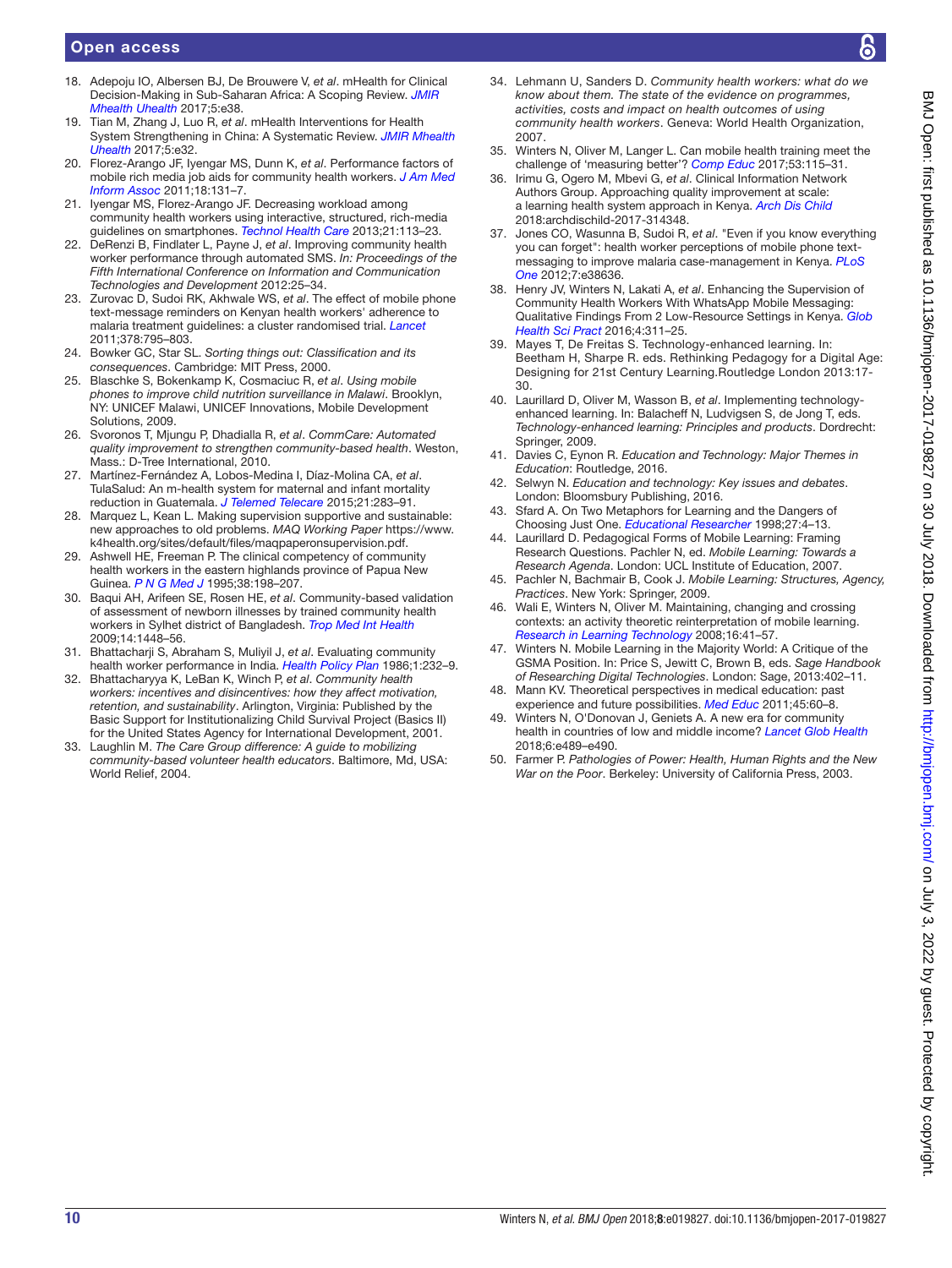18. Adepoju IO, Albersen BJ, De Brouwere V, *et al*. mHealth for Clinical Decision-Making in Sub-Saharan Africa: A Scoping Review. *JMIR Mhealth Uhealth* 2017;5:e38.
19. Tian M, Zhang J, Luo R, *et al*. mHealth Interventions for Health System Strengthening in China: A Systematic Review. *JMIR Mhealth Uhealth* 2017;5:e32.
20. Florez-Arango JF, Iyengar MS, Dunn K, *et al*. Performance factors of mobile rich media job aids for community health workers. *J Am Med Inform Assoc* 2011;18:131–7.
21. Iyengar MS, Florez-Arango JF. Decreasing workload among community health workers using interactive, structured, rich-media guidelines on smartphones. *Technol Health Care* 2013;21:113–23.
22. DeRenzi B, Findlater L, Payne J, *et al*. Improving community health worker performance through automated SMS. *In: Proceedings of the Fifth International Conference on Information and Communication Technologies and Development* 2012:25–34.
23. Zurovac D, Sudoi RK, Akhwale WS, *et al*. The effect of mobile phone text-message reminders on Kenyan health workers' adherence to malaria treatment guidelines: a cluster randomised trial. *Lancet* 2011;378:795–803.
24. Bowker GC, Star SL. *Sorting things out: Classification and its consequences*. Cambridge: MIT Press, 2000.
25. Blaschke S, Bokenkamp K, Cosmaciuc R, *et al*. *Using mobile phones to improve child nutrition surveillance in Malawi*. Brooklyn, NY: UNICEF Malawi, UNICEF Innovations, Mobile Development Solutions, 2009.
26. Svoronos T, Mjungu P, Dhadialla R, *et al*. *CommCare: Automated quality improvement to strengthen community-based health*. Weston, Mass.: D-Tree International, 2010.
27. Martínez-Fernández A, Lobos-Medina I, Díaz-Molina CA, *et al*. TulaSalud: An m-health system for maternal and infant mortality reduction in Guatemala. *J Telemed Telecare* 2015;21:283–91.
28. Marquez L, Kean L. Making supervision supportive and sustainable: new approaches to old problems. *MAQ Working Paper* https://www.k4health.org/sites/default/files/maqpaperonsupervision.pdf.
29. Ashwell HE, Freeman P. The clinical competency of community health workers in the eastern highlands province of Papua New Guinea. *P N G Med J* 1995;38:198–207.
30. Baqui AH, Arifeen SE, Rosen HE, *et al*. Community-based validation of assessment of newborn illnesses by trained community health workers in Sylhet district of Bangladesh. *Trop Med Int Health* 2009;14:1448–56.
31. Bhattacharji S, Abraham S, Muliyil J, *et al*. Evaluating community health worker performance in India. *Health Policy Plan* 1986;1:232–9.
32. Bhattacharyya K, LeBan K, Winch P, *et al*. *Community health workers: incentives and disincentives: how they affect motivation, retention, and sustainability*. Arlington, Virginia: Published by the Basic Support for Institutionalizing Child Survival Project (Basics II) for the United States Agency for International Development, 2001.
33. Laughlin M. *The Care Group difference: A guide to mobilizing community-based volunteer health educators*. Baltimore, Md, USA: World Relief, 2004.
34. Lehmann U, Sanders D. *Community health workers: what do we know about them. The state of the evidence on programmes, activities, costs and impact on health outcomes of using community health workers*. Geneva: World Health Organization, 2007.
35. Winters N, Oliver M, Langer L. Can mobile health training meet the challenge of 'measuring better'? *Comp Educ* 2017;53:115–31.
36. Irimu G, Ogero M, Mbevi G, *et al*. Clinical Information Network Authors Group. Approaching quality improvement at scale: a learning health system approach in Kenya. *Arch Dis Child* 2018:archdischild-2017-314348.
37. Jones CO, Wasunna B, Sudoi R, *et al*. "Even if you know everything you can forget": health worker perceptions of mobile phone text-messaging to improve malaria case-management in Kenya. *PLoS One* 2012;7:e38636.
38. Henry JV, Winters N, Lakati A, *et al*. Enhancing the Supervision of Community Health Workers With WhatsApp Mobile Messaging: Qualitative Findings From 2 Low-Resource Settings in Kenya. *Glob Health Sci Pract* 2016;4:311–25.
39. Mayes T, De Freitas S. Technology-enhanced learning. In: Beetham H, Sharpe R. eds. Rethinking Pedagogy for a Digital Age: Designing for 21st Century Learning.Routledge London 2013:17-30.
40. Laurillard D, Oliver M, Wasson B, *et al*. Implementing technology-enhanced learning. In: Balacheff N, Ludvigsen S, de Jong T, eds. *Technology-enhanced learning: Principles and products*. Dordrecht: Springer, 2009.
41. Davies C, Eynon R. *Education and Technology: Major Themes in Education*: Routledge, 2016.
42. Selwyn N. *Education and technology: Key issues and debates*. London: Bloomsbury Publishing, 2016.
43. Sfard A. On Two Metaphors for Learning and the Dangers of Choosing Just One. *Educational Researcher* 1998;27:4–13.
44. Laurillard D. Pedagogical Forms of Mobile Learning: Framing Research Questions. Pachler N, ed. *Mobile Learning: Towards a Research Agenda*. London: UCL Institute of Education, 2007.
45. Pachler N, Bachmair B, Cook J. *Mobile Learning: Structures, Agency, Practices*. New York: Springer, 2009.
46. Wali E, Winters N, Oliver M. Maintaining, changing and crossing contexts: an activity theoretic reinterpretation of mobile learning. *Research in Learning Technology* 2008;16:41–57.
47. Winters N. Mobile Learning in the Majority World: A Critique of the GSMA Position. In: Price S, Jewitt C, Brown B, eds. *Sage Handbook of Researching Digital Technologies*. London: Sage, 2013:402–11.
48. Mann KV. Theoretical perspectives in medical education: past experience and future possibilities. *Med Educ* 2011;45:60–8.
49. Winters N, O'Donovan J, Geniets A. A new era for community health in countries of low and middle income? *Lancet Glob Health* 2018;6:e489–e490.
50. Farmer P. *Pathologies of Power: Health, Human Rights and the New War on the Poor*. Berkeley: University of California Press, 2003.